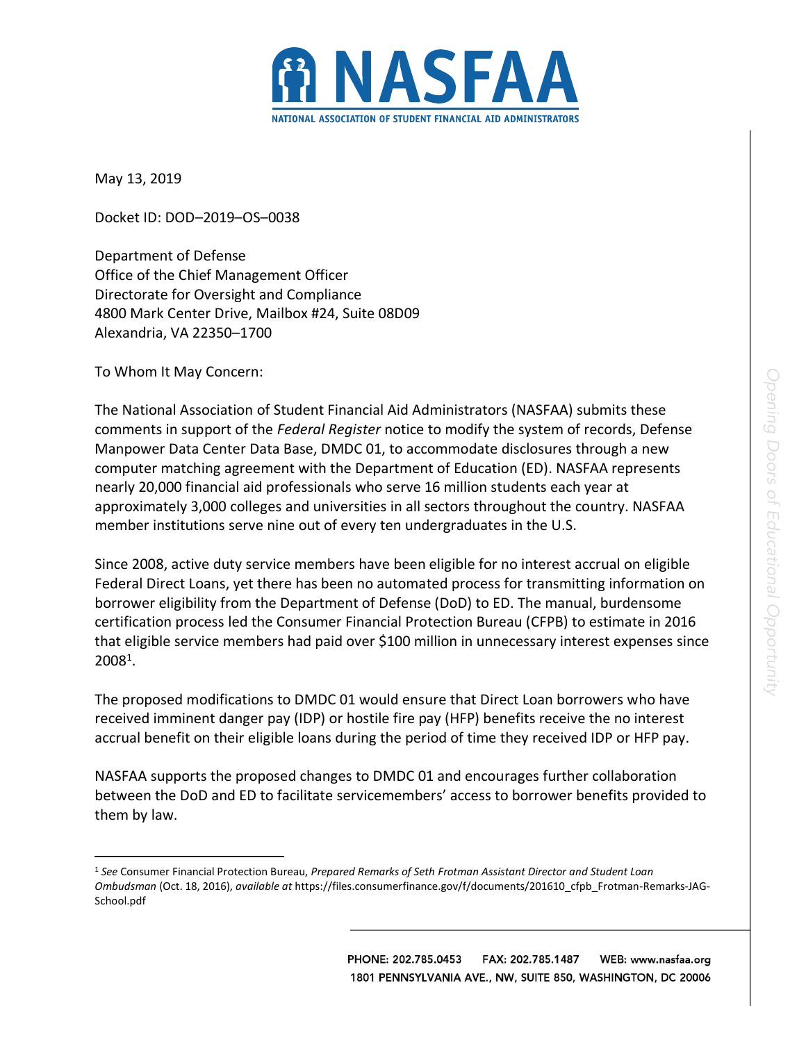May 13, 2019

Docket ID: DOD–2019–OS–0038

Department of Defense
Office of the Chief Management Officer
Directorate for Oversight and Compliance
4800 Mark Center Drive, Mailbox #24, Suite 08D09
Alexandria, VA 22350–1700

To Whom It May Concern:

The National Association of Student Financial Aid Administrators (NASFAA) submits these comments in support of the *Federal Register* notice to modify the system of records, Defense Manpower Data Center Data Base, DMDC 01, to accommodate disclosures through a new computer matching agreement with the Department of Education (ED). NASFAA represents nearly 20,000 financial aid professionals who serve 16 million students each year at approximately 3,000 colleges and universities in all sectors throughout the country. NASFAA member institutions serve nine out of every ten undergraduates in the U.S.

Since 2008, active duty service members have been eligible for no interest accrual on eligible Federal Direct Loans, yet there has been no automated process for transmitting information on borrower eligibility from the Department of Defense (DoD) to ED. The manual, burdensome certification process led the Consumer Financial Protection Bureau (CFPB) to estimate in 2016 that eligible service members had paid over $100 million in unnecessary interest expenses since 2008[1].

The proposed modifications to DMDC 01 would ensure that Direct Loan borrowers who have received imminent danger pay (IDP) or hostile fire pay (HFP) benefits receive the no interest accrual benefit on their eligible loans during the period of time they received IDP or HFP pay.

NASFAA supports the proposed changes to DMDC 01 and encourages further collaboration between the DoD and ED to facilitate servicemembers' access to borrower benefits provided to them by law.

[1] *See* Consumer Financial Protection Bureau, *Prepared Remarks of Seth Frotman Assistant Director and Student Loan Ombudsman* (Oct. 18, 2016), *available at* https://files.consumerfinance.gov/f/documents/201610_cfpb_Frotman-Remarks-JAG-School.pdf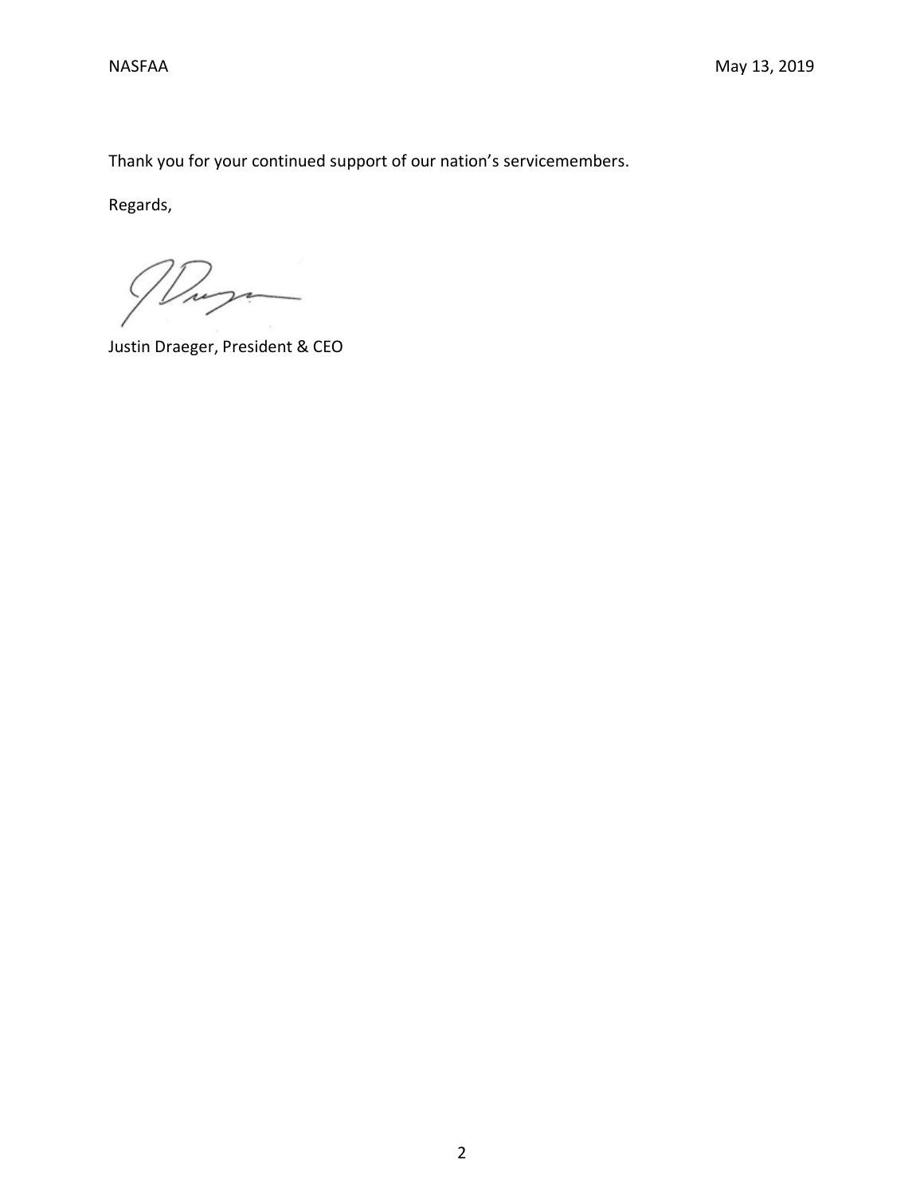Thank you for your continued support of our nation's servicemembers.

Regards,

Justin Draeger, President & CEO